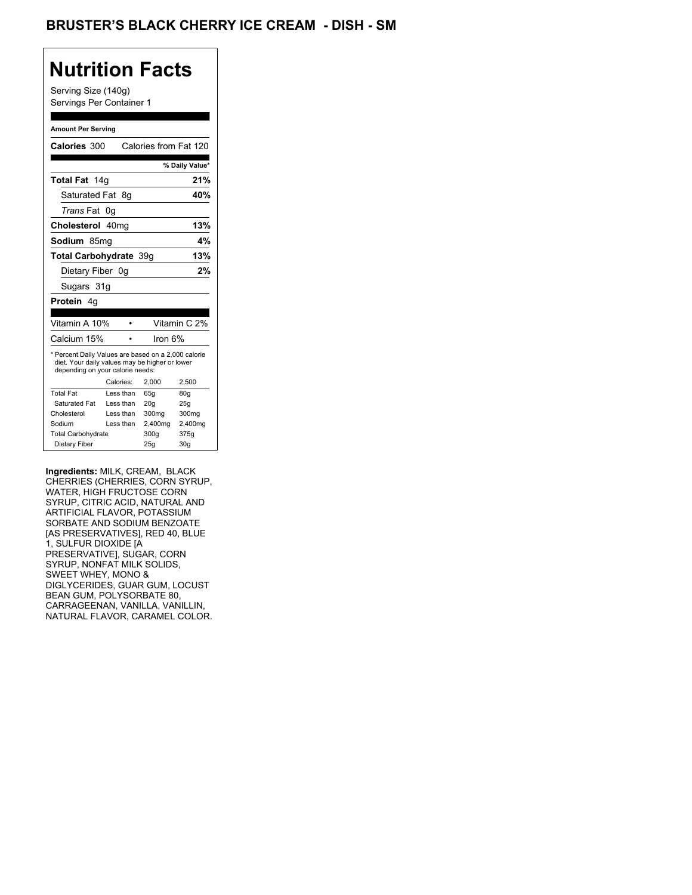# BRUSTER'S BLACK CHERRY ICE CREAM - DISH - SM

## Nutrition Facts

Serving Size (140g)
Servings Per Container 1

**Amount Per Serving**

**Calories** 300 Calories from Fat 120

| | % Daily Value* |
|---|---|
| **Total Fat** 14g | **21%** |
| Saturated Fat 8g | **40%** |
| *Trans* Fat 0g | |
| **Cholesterol** 40mg | **13%** |
| **Sodium** 85mg | **4%** |
| **Total Carbohydrate** 39g | **13%** |
| Dietary Fiber 0g | **2%** |
| Sugars 31g | |
| **Protein** 4g | |

| | |
|---|---|
| Vitamin A 10% | Vitamin C 2% |
| Calcium 15% | Iron 6% |

* Percent Daily Values are based on a 2,000 calorie diet. Your daily values may be higher or lower depending on your calorie needs:

| | Calories: | 2,000 | 2,500 |
|---|---|---|---|
| Total Fat | Less than | 65g | 80g |
| Saturated Fat | Less than | 20g | 25g |
| Cholesterol | Less than | 300mg | 300mg |
| Sodium | Less than | 2,400mg | 2,400mg |
| Total Carbohydrate | | 300g | 375g |
| Dietary Fiber | | 25g | 30g |

**Ingredients:** MILK, CREAM, BLACK CHERRIES (CHERRIES, CORN SYRUP, WATER, HIGH FRUCTOSE CORN SYRUP, CITRIC ACID, NATURAL AND ARTIFICIAL FLAVOR, POTASSIUM SORBATE AND SODIUM BENZOATE [AS PRESERVATIVES], RED 40, BLUE 1, SULFUR DIOXIDE [A PRESERVATIVE], SUGAR, CORN SYRUP, NONFAT MILK SOLIDS, SWEET WHEY, MONO & DIGLYCERIDES, GUAR GUM, LOCUST BEAN GUM, POLYSORBATE 80, CARRAGEENAN, VANILLA, VANILLIN, NATURAL FLAVOR, CARAMEL COLOR.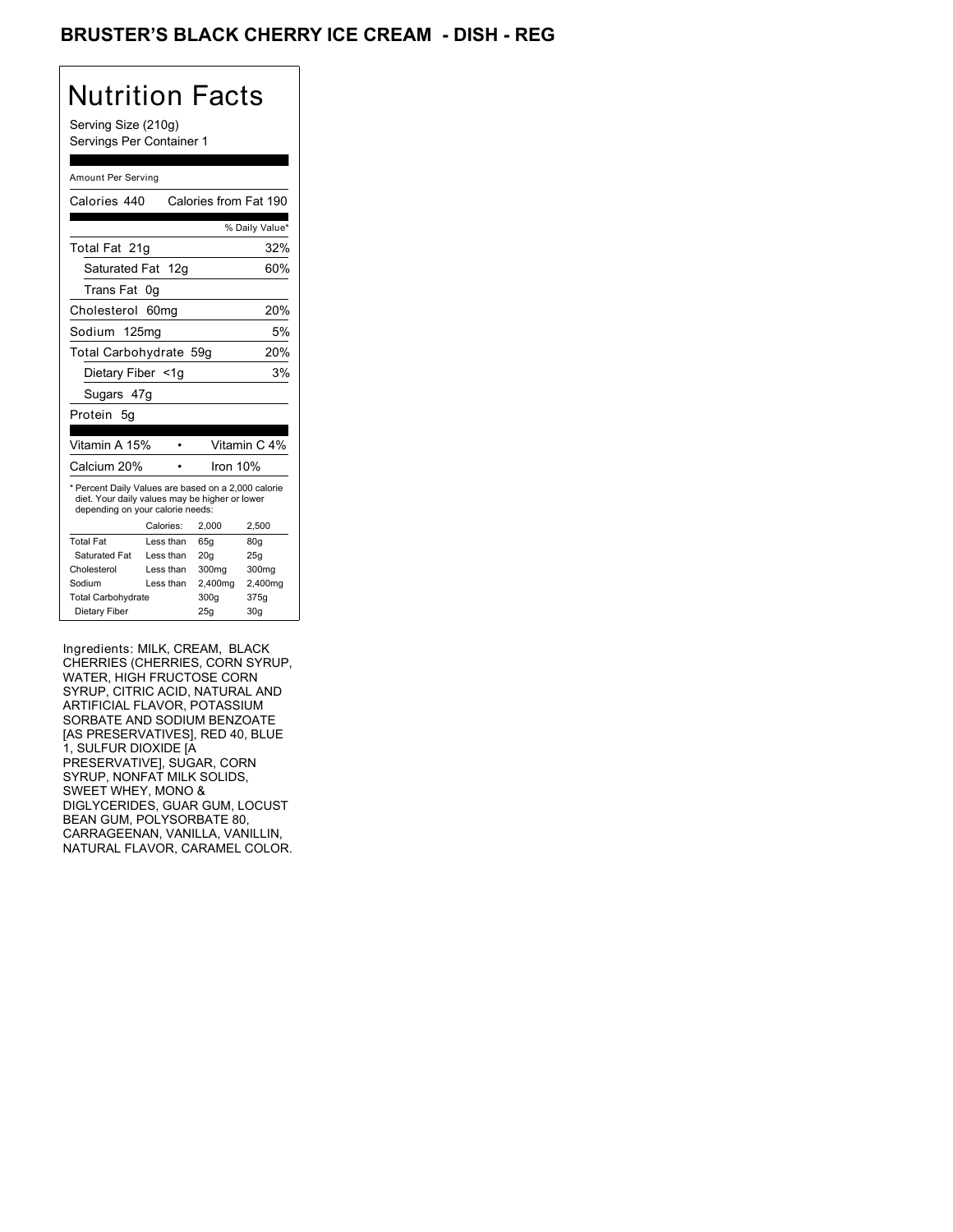# BRUSTER'S BLACK CHERRY ICE CREAM - DISH - REG

## Nutrition Facts

Serving Size (210g)
Servings Per Container 1

Amount Per Serving

Calories 440 Calories from Fat 190

| | % Daily Value* |
|---|---|
| Total Fat 21g | 32% |
| Saturated Fat 12g | 60% |
| Trans Fat 0g | |
| Cholesterol 60mg | 20% |
| Sodium 125mg | 5% |
| Total Carbohydrate 59g | 20% |
| Dietary Fiber <1g | 3% |
| Sugars 47g | |
| Protein 5g | |

| | | |
|---|---|---|
| Vitamin A 15% | • | Vitamin C 4% |
| Calcium 20% | • | Iron 10% |

* Percent Daily Values are based on a 2,000 calorie diet. Your daily values may be higher or lower depending on your calorie needs:

| | Calories: | 2,000 | 2,500 |
|---|---|---|---|
| Total Fat | Less than | 65g | 80g |
| Saturated Fat | Less than | 20g | 25g |
| Cholesterol | Less than | 300mg | 300mg |
| Sodium | Less than | 2,400mg | 2,400mg |
| Total Carbohydrate | | 300g | 375g |
| Dietary Fiber | | 25g | 30g |

Ingredients: MILK, CREAM, BLACK CHERRIES (CHERRIES, CORN SYRUP, WATER, HIGH FRUCTOSE CORN SYRUP, CITRIC ACID, NATURAL AND ARTIFICIAL FLAVOR, POTASSIUM SORBATE AND SODIUM BENZOATE [AS PRESERVATIVES], RED 40, BLUE 1, SULFUR DIOXIDE [A PRESERVATIVE], SUGAR, CORN SYRUP, NONFAT MILK SOLIDS, SWEET WHEY, MONO & DIGLYCERIDES, GUAR GUM, LOCUST BEAN GUM, POLYSORBATE 80, CARRAGEENAN, VANILLA, VANILLIN, NATURAL FLAVOR, CARAMEL COLOR.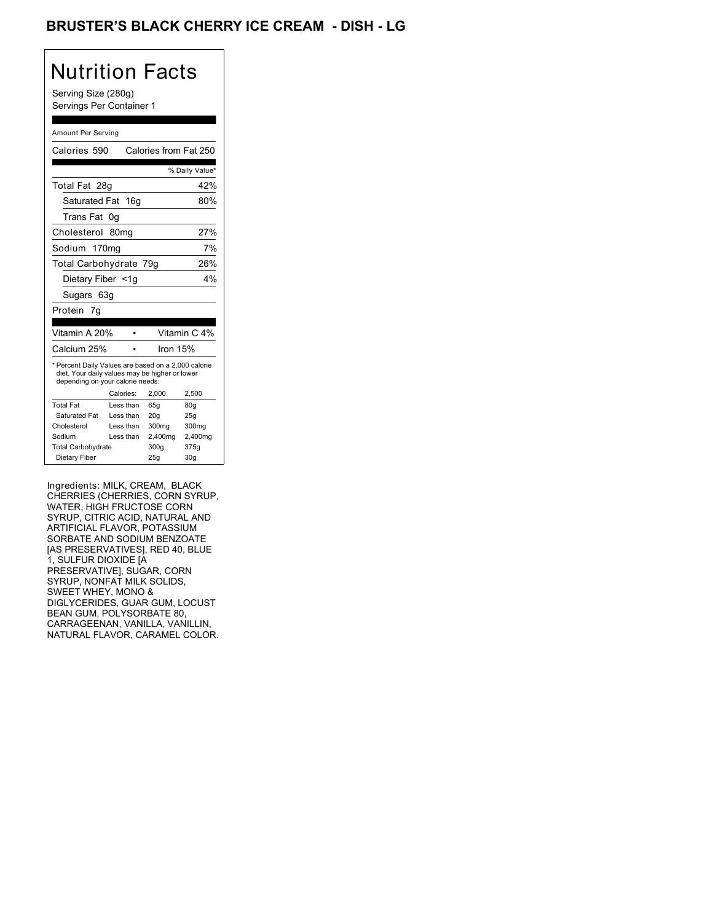# BRUSTER'S BLACK CHERRY ICE CREAM - DISH - LG

## Nutrition Facts

Serving Size (280g)
Servings Per Container 1

Amount Per Serving

Calories 590 | Calories from Fat 250

| | % Daily Value* |
|---|---|
| Total Fat 28g | 42% |
| Saturated Fat 16g | 80% |
| Trans Fat 0g | |
| Cholesterol 80mg | 27% |
| Sodium 170mg | 7% |
| Total Carbohydrate 79g | 26% |
| Dietary Fiber <1g | 4% |
| Sugars 63g | |
| Protein 7g | |

| | |
|---|---|
| Vitamin A 20% | Vitamin C 4% |
| Calcium 25% | Iron 15% |

* Percent Daily Values are based on a 2,000 calorie diet. Your daily values may be higher or lower depending on your calorie needs:

| | Calories: | 2,000 | 2,500 |
|---|---|---|---|
| Total Fat | Less than | 65g | 80g |
| Saturated Fat | Less than | 20g | 25g |
| Cholesterol | Less than | 300mg | 300mg |
| Sodium | Less than | 2,400mg | 2,400mg |
| Total Carbohydrate | | 300g | 375g |
| Dietary Fiber | | 25g | 30g |

Ingredients: MILK, CREAM, BLACK CHERRIES (CHERRIES, CORN SYRUP, WATER, HIGH FRUCTOSE CORN SYRUP, CITRIC ACID, NATURAL AND ARTIFICIAL FLAVOR, POTASSIUM SORBATE AND SODIUM BENZOATE [AS PRESERVATIVES], RED 40, BLUE 1, SULFUR DIOXIDE [A PRESERVATIVE], SUGAR, CORN SYRUP, NONFAT MILK SOLIDS, SWEET WHEY, MONO & DIGLYCERIDES, GUAR GUM, LOCUST BEAN GUM, POLYSORBATE 80, CARRAGEENAN, VANILLA, VANILLIN, NATURAL FLAVOR, CARAMEL COLOR.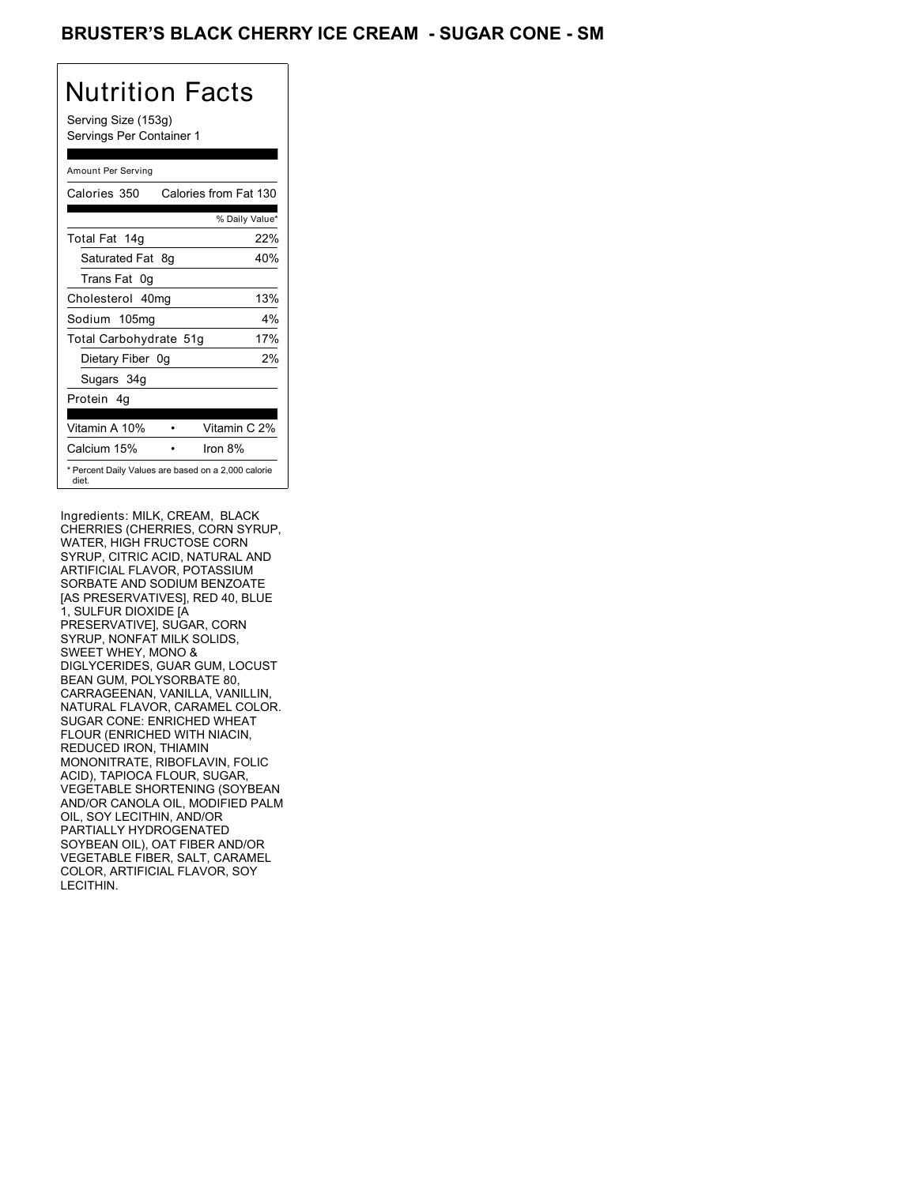# BRUSTER'S BLACK CHERRY ICE CREAM - SUGAR CONE - SM

## Nutrition Facts

Serving Size (153g)
Servings Per Container 1

| Amount Per Serving | |
|---|---|
| Calories 350 | Calories from Fat 130 |
| | % Daily Value* |
| Total Fat 14g | 22% |
| Saturated Fat 8g | 40% |
| Trans Fat 0g | |
| Cholesterol 40mg | 13% |
| Sodium 105mg | 4% |
| Total Carbohydrate 51g | 17% |
| Dietary Fiber 0g | 2% |
| Sugars 34g | |
| Protein 4g | |
| Vitamin A 10% | Vitamin C 2% |
| Calcium 15% | Iron 8% |

* Percent Daily Values are based on a 2,000 calorie diet.

Ingredients: MILK, CREAM, BLACK CHERRIES (CHERRIES, CORN SYRUP, WATER, HIGH FRUCTOSE CORN SYRUP, CITRIC ACID, NATURAL AND ARTIFICIAL FLAVOR, POTASSIUM SORBATE AND SODIUM BENZOATE [AS PRESERVATIVES], RED 40, BLUE 1, SULFUR DIOXIDE [A PRESERVATIVE], SUGAR, CORN SYRUP, NONFAT MILK SOLIDS, SWEET WHEY, MONO & DIGLYCERIDES, GUAR GUM, LOCUST BEAN GUM, POLYSORBATE 80, CARRAGEENAN, VANILLA, VANILLIN, NATURAL FLAVOR, CARAMEL COLOR. SUGAR CONE: ENRICHED WHEAT FLOUR (ENRICHED WITH NIACIN, REDUCED IRON, THIAMIN MONONITRATE, RIBOFLAVIN, FOLIC ACID), TAPIOCA FLOUR, SUGAR, VEGETABLE SHORTENING (SOYBEAN AND/OR CANOLA OIL, MODIFIED PALM OIL, SOY LECITHIN, AND/OR PARTIALLY HYDROGENATED SOYBEAN OIL), OAT FIBER AND/OR VEGETABLE FIBER, SALT, CARAMEL COLOR, ARTIFICIAL FLAVOR, SOY LECITHIN.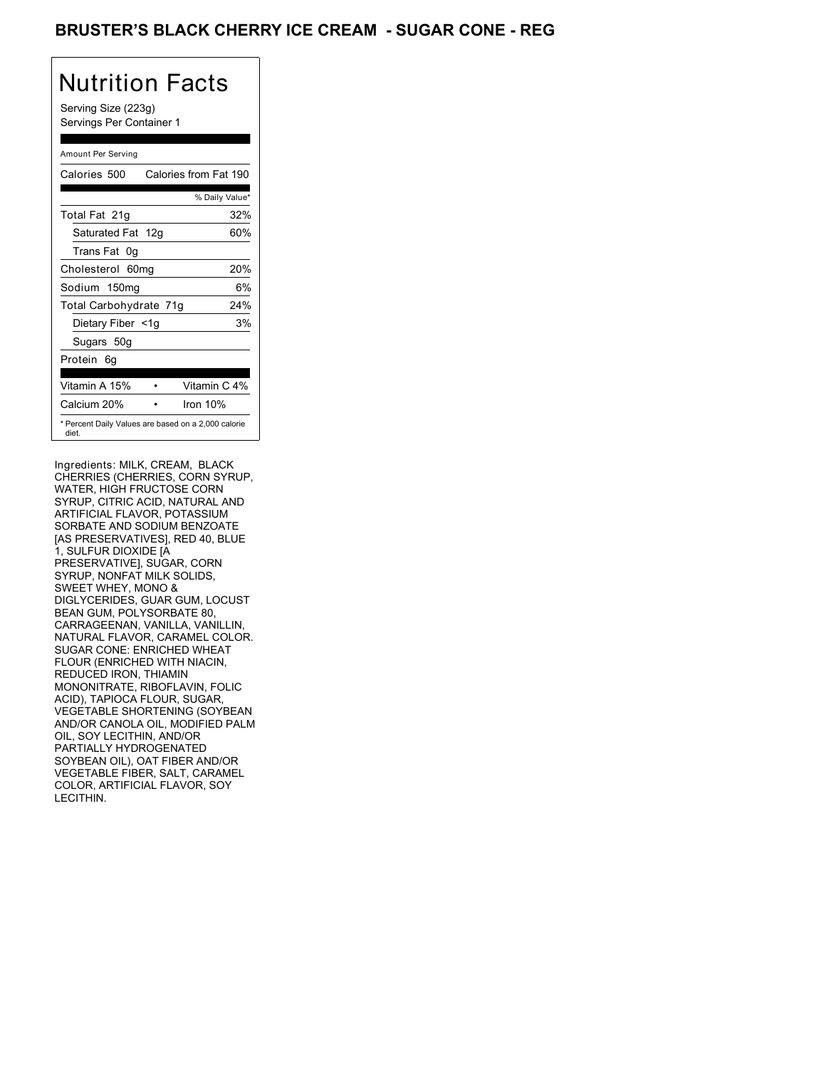## BRUSTER'S BLACK CHERRY ICE CREAM - SUGAR CONE - REG

# Nutrition Facts

Serving Size (223g)
Servings Per Container 1

Amount Per Serving

| Calories 500 | Calories from Fat 190 |
|---|---|
| | % Daily Value* |
| Total Fat 21g | 32% |
| Saturated Fat 12g | 60% |
| Trans Fat 0g | |
| Cholesterol 60mg | 20% |
| Sodium 150mg | 6% |
| Total Carbohydrate 71g | 24% |
| Dietary Fiber <1g | 3% |
| Sugars 50g | |
| Protein 6g | |
| Vitamin A 15% • | Vitamin C 4% |
| Calcium 20% • | Iron 10% |

* Percent Daily Values are based on a 2,000 calorie diet.

Ingredients: MILK, CREAM, BLACK CHERRIES (CHERRIES, CORN SYRUP, WATER, HIGH FRUCTOSE CORN SYRUP, CITRIC ACID, NATURAL AND ARTIFICIAL FLAVOR, POTASSIUM SORBATE AND SODIUM BENZOATE [AS PRESERVATIVES], RED 40, BLUE 1, SULFUR DIOXIDE [A PRESERVATIVE], SUGAR, CORN SYRUP, NONFAT MILK SOLIDS, SWEET WHEY, MONO & DIGLYCERIDES, GUAR GUM, LOCUST BEAN GUM, POLYSORBATE 80, CARRAGEENAN, VANILLA, VANILLIN, NATURAL FLAVOR, CARAMEL COLOR. SUGAR CONE: ENRICHED WHEAT FLOUR (ENRICHED WITH NIACIN, REDUCED IRON, THIAMIN MONONITRATE, RIBOFLAVIN, FOLIC ACID), TAPIOCA FLOUR, SUGAR, VEGETABLE SHORTENING (SOYBEAN AND/OR CANOLA OIL, MODIFIED PALM OIL, SOY LECITHIN, AND/OR PARTIALLY HYDROGENATED SOYBEAN OIL), OAT FIBER AND/OR VEGETABLE FIBER, SALT, CARAMEL COLOR, ARTIFICIAL FLAVOR, SOY LECITHIN.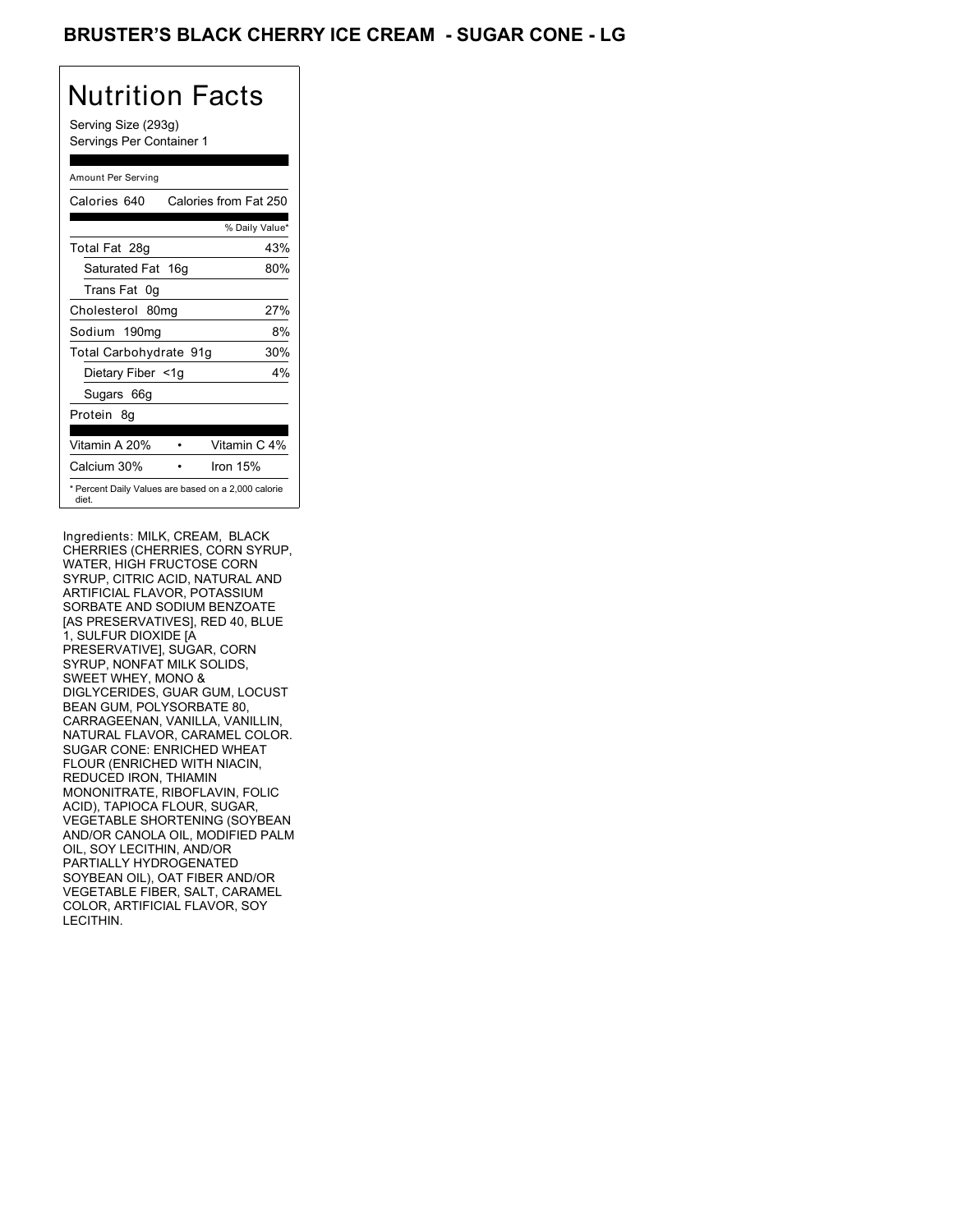# BRUSTER'S BLACK CHERRY ICE CREAM - SUGAR CONE - LG

## Nutrition Facts

Serving Size (293g)
Servings Per Container 1

Amount Per Serving

| Calories 640 | Calories from Fat 250 |
|---|---|
| | % Daily Value* |
| Total Fat 28g | 43% |
| Saturated Fat 16g | 80% |
| Trans Fat 0g | |
| Cholesterol 80mg | 27% |
| Sodium 190mg | 8% |
| Total Carbohydrate 91g | 30% |
| Dietary Fiber <1g | 4% |
| Sugars 66g | |
| Protein 8g | |

| Vitamin A 20% | • | Vitamin C 4% |
|---|---|---|
| Calcium 30% | • | Iron 15% |

* Percent Daily Values are based on a 2,000 calorie diet.

Ingredients: MILK, CREAM, BLACK CHERRIES (CHERRIES, CORN SYRUP, WATER, HIGH FRUCTOSE CORN SYRUP, CITRIC ACID, NATURAL AND ARTIFICIAL FLAVOR, POTASSIUM SORBATE AND SODIUM BENZOATE [AS PRESERVATIVES], RED 40, BLUE 1, SULFUR DIOXIDE [A PRESERVATIVE], SUGAR, CORN SYRUP, NONFAT MILK SOLIDS, SWEET WHEY, MONO & DIGLYCERIDES, GUAR GUM, LOCUST BEAN GUM, POLYSORBATE 80, CARRAGEENAN, VANILLA, VANILLIN, NATURAL FLAVOR, CARAMEL COLOR. SUGAR CONE: ENRICHED WHEAT FLOUR (ENRICHED WITH NIACIN, REDUCED IRON, THIAMIN MONONITRATE, RIBOFLAVIN, FOLIC ACID), TAPIOCA FLOUR, SUGAR, VEGETABLE SHORTENING (SOYBEAN AND/OR CANOLA OIL, MODIFIED PALM OIL, SOY LECITHIN, AND/OR PARTIALLY HYDROGENATED SOYBEAN OIL), OAT FIBER AND/OR VEGETABLE FIBER, SALT, CARAMEL COLOR, ARTIFICIAL FLAVOR, SOY LECITHIN.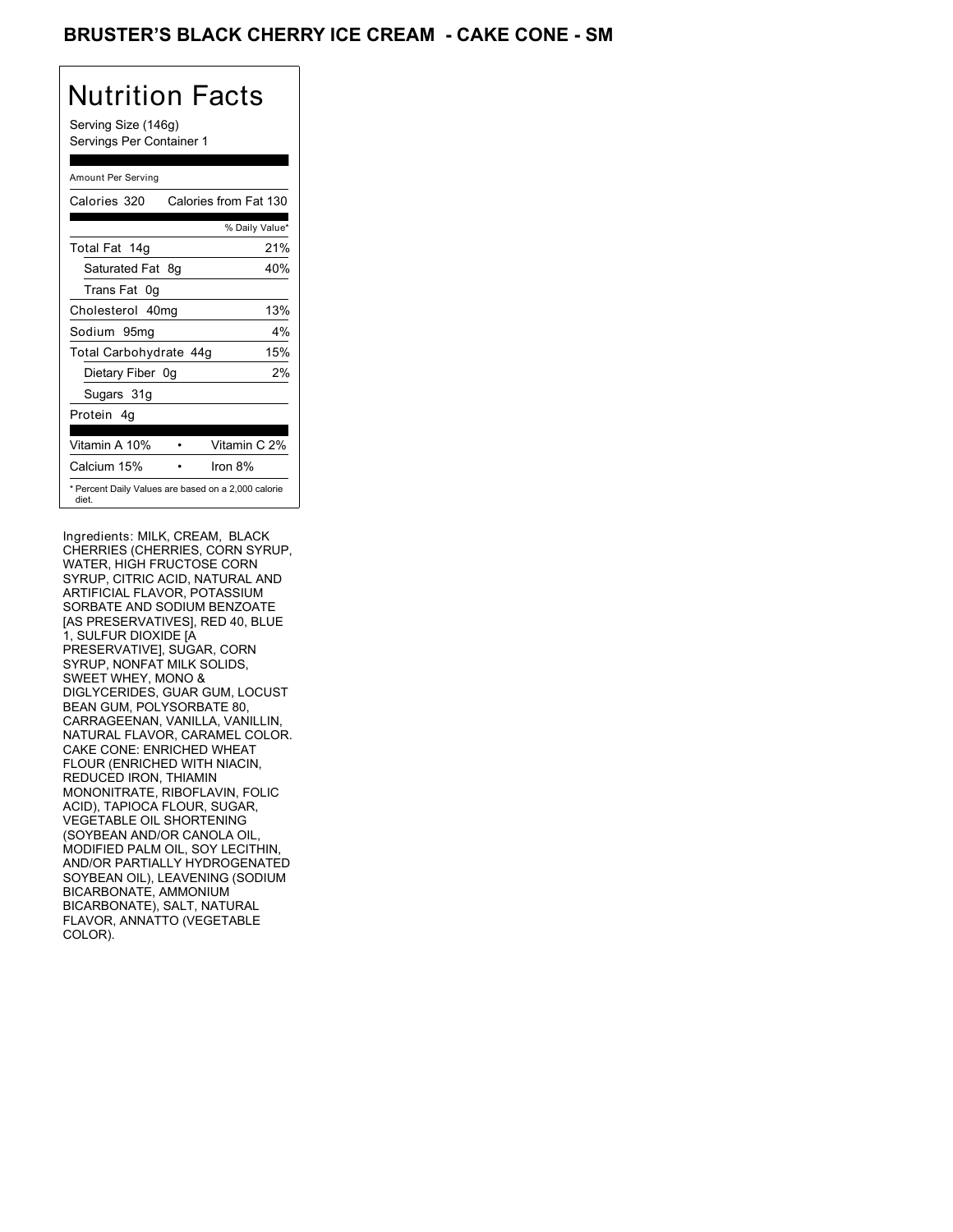# BRUSTER'S BLACK CHERRY ICE CREAM - CAKE CONE - SM

## Nutrition Facts

Serving Size (146g)
Servings Per Container 1

| Amount Per Serving | |
|---|---|
| Calories 320 | Calories from Fat 130 |
| | % Daily Value* |
| Total Fat 14g | 21% |
| Saturated Fat 8g | 40% |
| Trans Fat 0g | |
| Cholesterol 40mg | 13% |
| Sodium 95mg | 4% |
| Total Carbohydrate 44g | 15% |
| Dietary Fiber 0g | 2% |
| Sugars 31g | |
| Protein 4g | |
| Vitamin A 10% | Vitamin C 2% |
| Calcium 15% | Iron 8% |

* Percent Daily Values are based on a 2,000 calorie diet.

Ingredients: MILK, CREAM, BLACK CHERRIES (CHERRIES, CORN SYRUP, WATER, HIGH FRUCTOSE CORN SYRUP, CITRIC ACID, NATURAL AND ARTIFICIAL FLAVOR, POTASSIUM SORBATE AND SODIUM BENZOATE [AS PRESERVATIVES], RED 40, BLUE 1, SULFUR DIOXIDE [A PRESERVATIVE], SUGAR, CORN SYRUP, NONFAT MILK SOLIDS, SWEET WHEY, MONO & DIGLYCERIDES, GUAR GUM, LOCUST BEAN GUM, POLYSORBATE 80, CARRAGEENAN, VANILLA, VANILLIN, NATURAL FLAVOR, CARAMEL COLOR. CAKE CONE: ENRICHED WHEAT FLOUR (ENRICHED WITH NIACIN, REDUCED IRON, THIAMIN MONONITRATE, RIBOFLAVIN, FOLIC ACID), TAPIOCA FLOUR, SUGAR, VEGETABLE OIL SHORTENING (SOYBEAN AND/OR CANOLA OIL, MODIFIED PALM OIL, SOY LECITHIN, AND/OR PARTIALLY HYDROGENATED SOYBEAN OIL), LEAVENING (SODIUM BICARBONATE, AMMONIUM BICARBONATE), SALT, NATURAL FLAVOR, ANNATTO (VEGETABLE COLOR).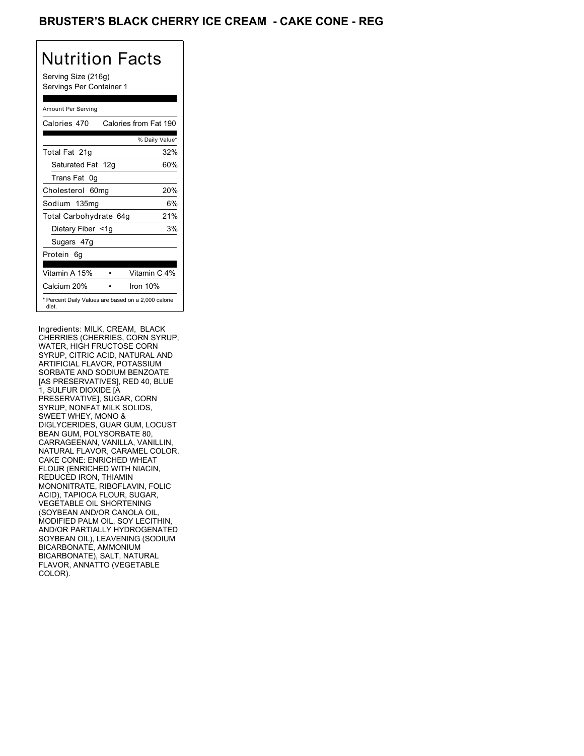# BRUSTER'S BLACK CHERRY ICE CREAM - CAKE CONE - REG

## Nutrition Facts

Serving Size (216g)
Servings Per Container 1

Amount Per Serving

| Calories 470 | Calories from Fat 190 |
|---|---|
| | % Daily Value* |
| Total Fat 21g | 32% |
| Saturated Fat 12g | 60% |
| Trans Fat 0g | |
| Cholesterol 60mg | 20% |
| Sodium 135mg | 6% |
| Total Carbohydrate 64g | 21% |
| Dietary Fiber <1g | 3% |
| Sugars 47g | |
| Protein 6g | |

| Vitamin A 15% | • | Vitamin C 4% |
|---|---|---|
| Calcium 20% | • | Iron 10% |

* Percent Daily Values are based on a 2,000 calorie diet.

Ingredients: MILK, CREAM, BLACK CHERRIES (CHERRIES, CORN SYRUP, WATER, HIGH FRUCTOSE CORN SYRUP, CITRIC ACID, NATURAL AND ARTIFICIAL FLAVOR, POTASSIUM SORBATE AND SODIUM BENZOATE [AS PRESERVATIVES], RED 40, BLUE 1, SULFUR DIOXIDE [A PRESERVATIVE], SUGAR, CORN SYRUP, NONFAT MILK SOLIDS, SWEET WHEY, MONO & DIGLYCERIDES, GUAR GUM, LOCUST BEAN GUM, POLYSORBATE 80, CARRAGEENAN, VANILLA, VANILLIN, NATURAL FLAVOR, CARAMEL COLOR. CAKE CONE: ENRICHED WHEAT FLOUR (ENRICHED WITH NIACIN, REDUCED IRON, THIAMIN MONONITRATE, RIBOFLAVIN, FOLIC ACID), TAPIOCA FLOUR, SUGAR, VEGETABLE OIL SHORTENING (SOYBEAN AND/OR CANOLA OIL, MODIFIED PALM OIL, SOY LECITHIN, AND/OR PARTIALLY HYDROGENATED SOYBEAN OIL), LEAVENING (SODIUM BICARBONATE, AMMONIUM BICARBONATE), SALT, NATURAL FLAVOR, ANNATTO (VEGETABLE COLOR).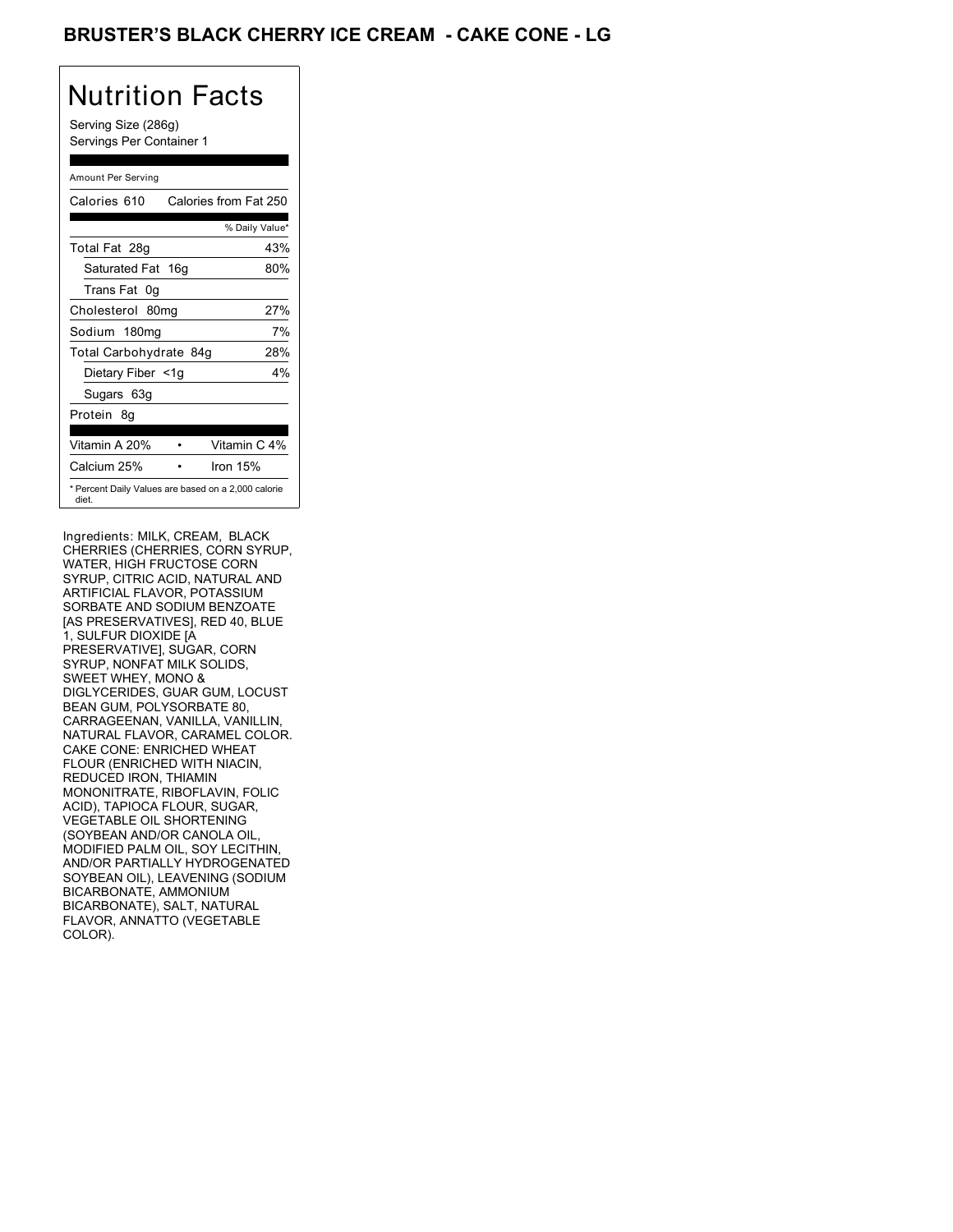# BRUSTER'S BLACK CHERRY ICE CREAM - CAKE CONE - LG

## Nutrition Facts

Serving Size (286g)
Servings Per Container 1

Amount Per Serving

| Calories 610 | Calories from Fat 250 |
|---|---|
| | % Daily Value* |
| Total Fat 28g | 43% |
| Saturated Fat 16g | 80% |
| Trans Fat 0g | |
| Cholesterol 80mg | 27% |
| Sodium 180mg | 7% |
| Total Carbohydrate 84g | 28% |
| Dietary Fiber <1g | 4% |
| Sugars 63g | |
| Protein 8g | |
| Vitamin A 20% • | Vitamin C 4% |
| Calcium 25% • | Iron 15% |

* Percent Daily Values are based on a 2,000 calorie diet.

Ingredients: MILK, CREAM, BLACK CHERRIES (CHERRIES, CORN SYRUP, WATER, HIGH FRUCTOSE CORN SYRUP, CITRIC ACID, NATURAL AND ARTIFICIAL FLAVOR, POTASSIUM SORBATE AND SODIUM BENZOATE [AS PRESERVATIVES], RED 40, BLUE 1, SULFUR DIOXIDE [A PRESERVATIVE], SUGAR, CORN SYRUP, NONFAT MILK SOLIDS, SWEET WHEY, MONO & DIGLYCERIDES, GUAR GUM, LOCUST BEAN GUM, POLYSORBATE 80, CARRAGEENAN, VANILLA, VANILLIN, NATURAL FLAVOR, CARAMEL COLOR. CAKE CONE: ENRICHED WHEAT FLOUR (ENRICHED WITH NIACIN, REDUCED IRON, THIAMIN MONONITRATE, RIBOFLAVIN, FOLIC ACID), TAPIOCA FLOUR, SUGAR, VEGETABLE OIL SHORTENING (SOYBEAN AND/OR CANOLA OIL, MODIFIED PALM OIL, SOY LECITHIN, AND/OR PARTIALLY HYDROGENATED SOYBEAN OIL), LEAVENING (SODIUM BICARBONATE, AMMONIUM BICARBONATE), SALT, NATURAL FLAVOR, ANNATTO (VEGETABLE COLOR).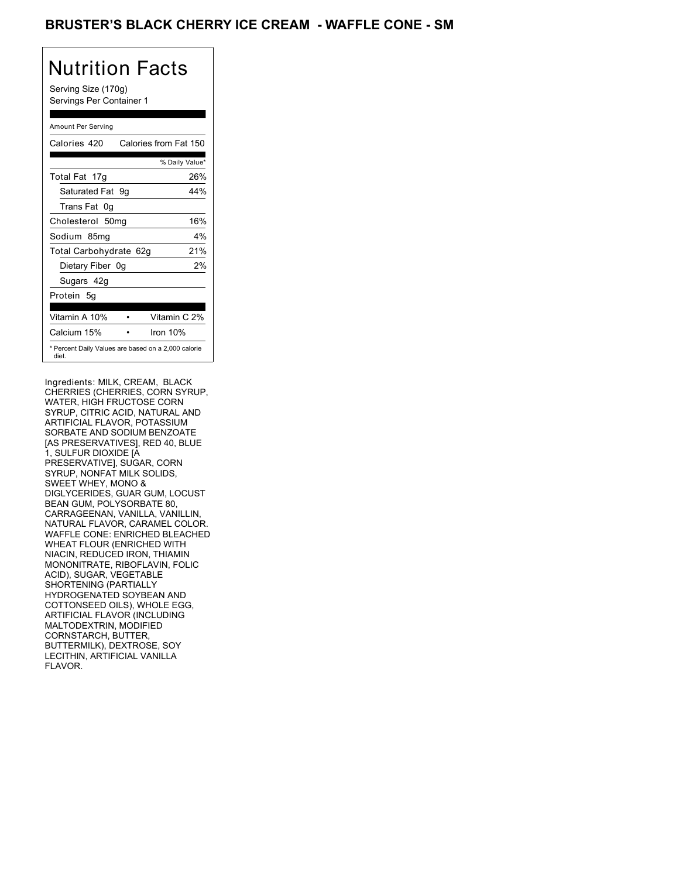# BRUSTER'S BLACK CHERRY ICE CREAM - WAFFLE CONE - SM

## Nutrition Facts

Serving Size (170g)
Servings Per Container 1

Amount Per Serving

| Calories 420 | Calories from Fat 150 |
|---|---|
| | % Daily Value* |
| Total Fat 17g | 26% |
| Saturated Fat 9g | 44% |
| Trans Fat 0g | |
| Cholesterol 50mg | 16% |
| Sodium 85mg | 4% |
| Total Carbohydrate 62g | 21% |
| Dietary Fiber 0g | 2% |
| Sugars 42g | |
| Protein 5g | |

| Vitamin A 10% | • | Vitamin C 2% |
|---|---|---|
| Calcium 15% | • | Iron 10% |

* Percent Daily Values are based on a 2,000 calorie diet.

Ingredients: MILK, CREAM, BLACK CHERRIES (CHERRIES, CORN SYRUP, WATER, HIGH FRUCTOSE CORN SYRUP, CITRIC ACID, NATURAL AND ARTIFICIAL FLAVOR, POTASSIUM SORBATE AND SODIUM BENZOATE [AS PRESERVATIVES], RED 40, BLUE 1, SULFUR DIOXIDE [A PRESERVATIVE], SUGAR, CORN SYRUP, NONFAT MILK SOLIDS, SWEET WHEY, MONO & DIGLYCERIDES, GUAR GUM, LOCUST BEAN GUM, POLYSORBATE 80, CARRAGEENAN, VANILLA, VANILLIN, NATURAL FLAVOR, CARAMEL COLOR. WAFFLE CONE: ENRICHED BLEACHED WHEAT FLOUR (ENRICHED WITH NIACIN, REDUCED IRON, THIAMIN MONONITRATE, RIBOFLAVIN, FOLIC ACID), SUGAR, VEGETABLE SHORTENING (PARTIALLY HYDROGENATED SOYBEAN AND COTTONSEED OILS), WHOLE EGG, ARTIFICIAL FLAVOR (INCLUDING MALTODEXTRIN, MODIFIED CORNSTARCH, BUTTER, BUTTERMILK), DEXTROSE, SOY LECITHIN, ARTIFICIAL VANILLA FLAVOR.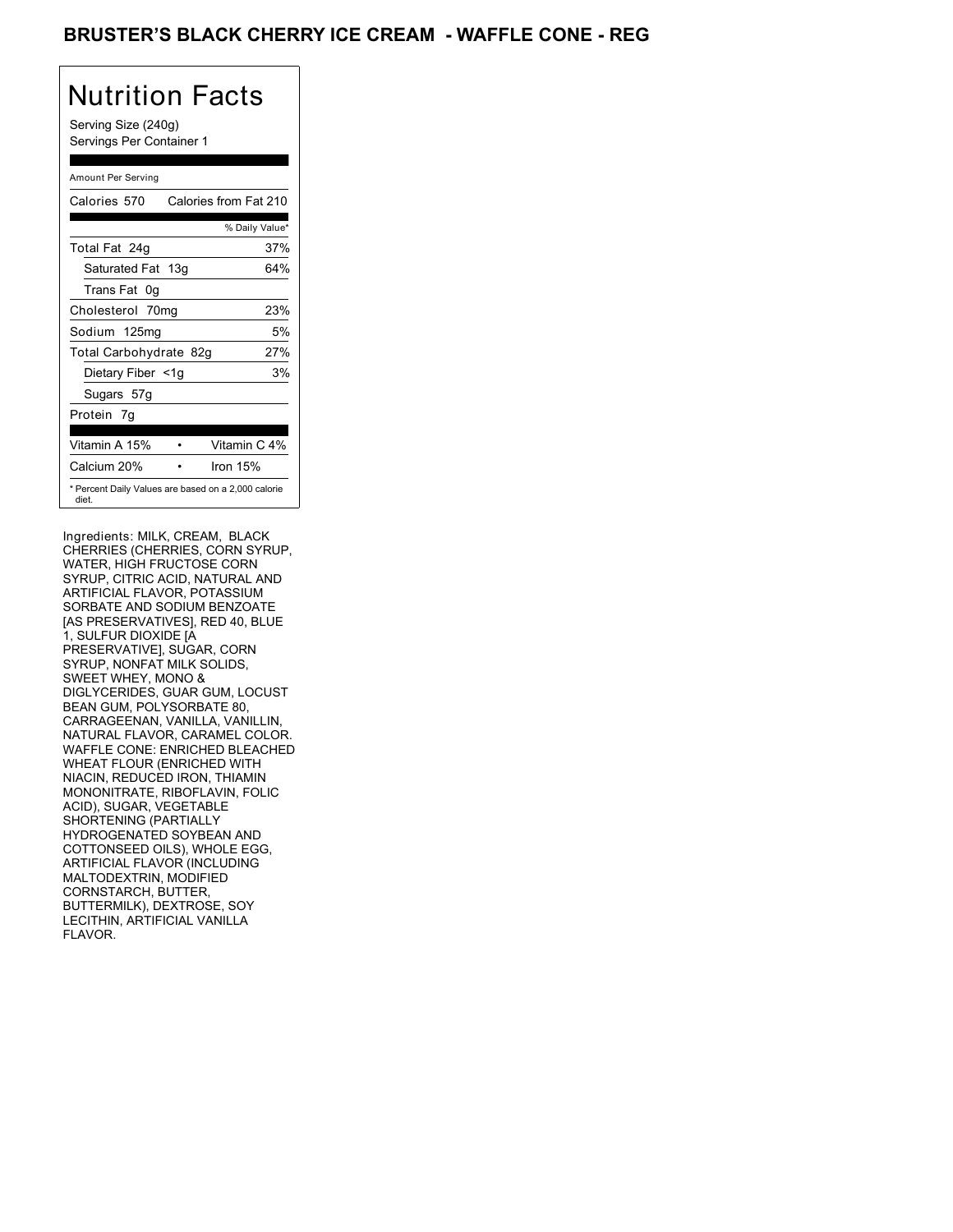# BRUSTER'S BLACK CHERRY ICE CREAM - WAFFLE CONE - REG

## Nutrition Facts

Serving Size (240g)
Servings Per Container 1

Amount Per Serving

| Calories 570 | Calories from Fat 210 |
|---|---|
| | % Daily Value* |
| Total Fat 24g | 37% |
| Saturated Fat 13g | 64% |
| Trans Fat 0g | |
| Cholesterol 70mg | 23% |
| Sodium 125mg | 5% |
| Total Carbohydrate 82g | 27% |
| Dietary Fiber <1g | 3% |
| Sugars 57g | |
| Protein 7g | |
| Vitamin A 15% • | Vitamin C 4% |
| Calcium 20% • | Iron 15% |

* Percent Daily Values are based on a 2,000 calorie diet.

Ingredients: MILK, CREAM, BLACK CHERRIES (CHERRIES, CORN SYRUP, WATER, HIGH FRUCTOSE CORN SYRUP, CITRIC ACID, NATURAL AND ARTIFICIAL FLAVOR, POTASSIUM SORBATE AND SODIUM BENZOATE [AS PRESERVATIVES], RED 40, BLUE 1, SULFUR DIOXIDE [A PRESERVATIVE], SUGAR, CORN SYRUP, NONFAT MILK SOLIDS, SWEET WHEY, MONO & DIGLYCERIDES, GUAR GUM, LOCUST BEAN GUM, POLYSORBATE 80, CARRAGEENAN, VANILLA, VANILLIN, NATURAL FLAVOR, CARAMEL COLOR. WAFFLE CONE: ENRICHED BLEACHED WHEAT FLOUR (ENRICHED WITH NIACIN, REDUCED IRON, THIAMIN MONONITRATE, RIBOFLAVIN, FOLIC ACID), SUGAR, VEGETABLE SHORTENING (PARTIALLY HYDROGENATED SOYBEAN AND COTTONSEED OILS), WHOLE EGG, ARTIFICIAL FLAVOR (INCLUDING MALTODEXTRIN, MODIFIED CORNSTARCH, BUTTER, BUTTERMILK), DEXTROSE, SOY LECITHIN, ARTIFICIAL VANILLA FLAVOR.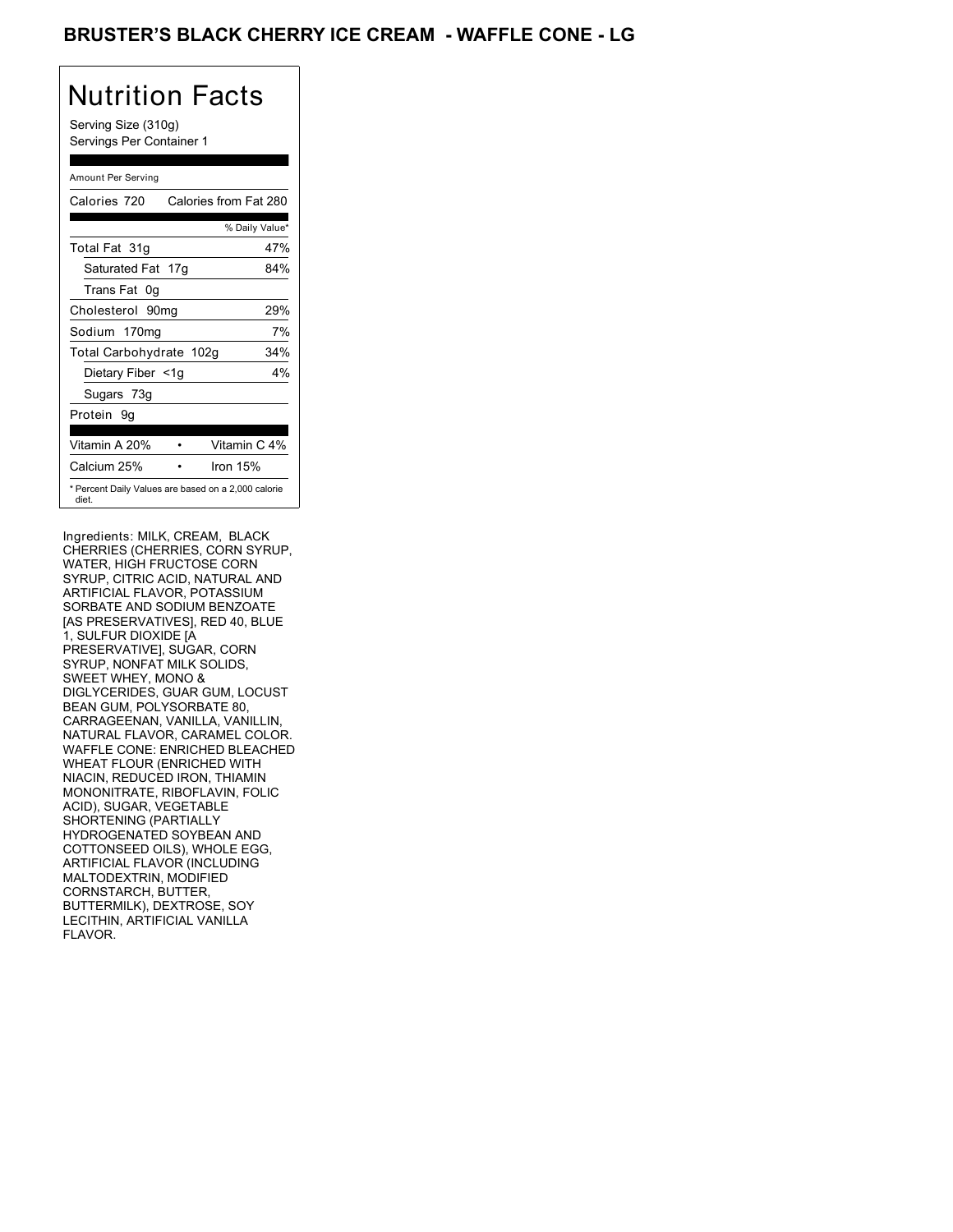# BRUSTER'S BLACK CHERRY ICE CREAM - WAFFLE CONE - LG

## Nutrition Facts

Serving Size (310g)
Servings Per Container 1

Amount Per Serving

| | |
|---|---|
| Calories 720 | Calories from Fat 280 |
| | % Daily Value* |
| Total Fat 31g | 47% |
| Saturated Fat 17g | 84% |
| Trans Fat 0g | |
| Cholesterol 90mg | 29% |
| Sodium 170mg | 7% |
| Total Carbohydrate 102g | 34% |
| Dietary Fiber <1g | 4% |
| Sugars 73g | |
| Protein 9g | |
| Vitamin A 20% • | Vitamin C 4% |
| Calcium 25% • | Iron 15% |

* Percent Daily Values are based on a 2,000 calorie diet.

Ingredients: MILK, CREAM, BLACK CHERRIES (CHERRIES, CORN SYRUP, WATER, HIGH FRUCTOSE CORN SYRUP, CITRIC ACID, NATURAL AND ARTIFICIAL FLAVOR, POTASSIUM SORBATE AND SODIUM BENZOATE [AS PRESERVATIVES], RED 40, BLUE 1, SULFUR DIOXIDE [A PRESERVATIVE], SUGAR, CORN SYRUP, NONFAT MILK SOLIDS, SWEET WHEY, MONO & DIGLYCERIDES, GUAR GUM, LOCUST BEAN GUM, POLYSORBATE 80, CARRAGEENAN, VANILLA, VANILLIN, NATURAL FLAVOR, CARAMEL COLOR. WAFFLE CONE: ENRICHED BLEACHED WHEAT FLOUR (ENRICHED WITH NIACIN, REDUCED IRON, THIAMIN MONONITRATE, RIBOFLAVIN, FOLIC ACID), SUGAR, VEGETABLE SHORTENING (PARTIALLY HYDROGENATED SOYBEAN AND COTTONSEED OILS), WHOLE EGG, ARTIFICIAL FLAVOR (INCLUDING MALTODEXTRIN, MODIFIED CORNSTARCH, BUTTER, BUTTERMILK), DEXTROSE, SOY LECITHIN, ARTIFICIAL VANILLA FLAVOR.